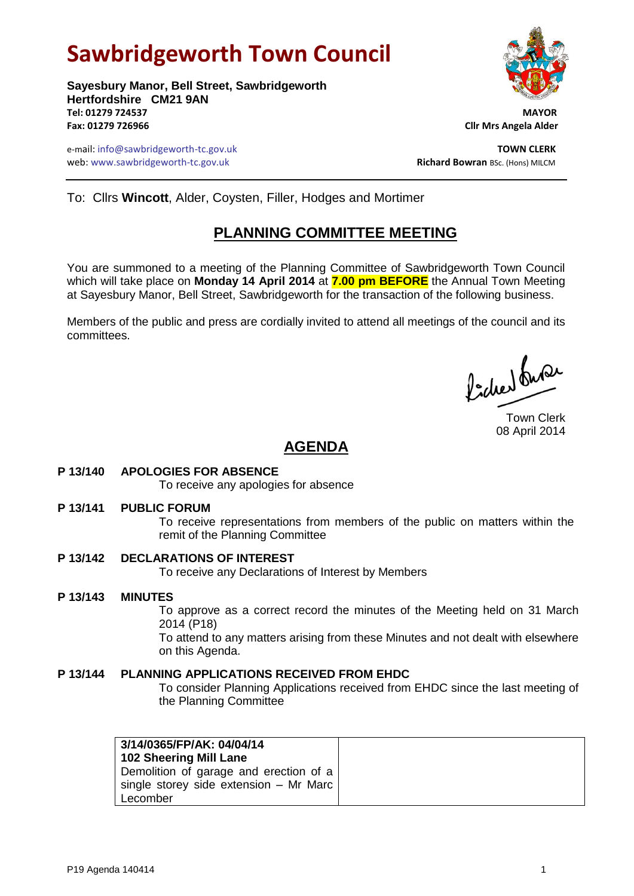# Sawbridgeworth Town Council

**Sayesbury Manor, Bell Street, Sawbridgeworth**
**Hertfordshire CM21 9AN**
**Tel: 01279 724537**
**Fax: 01279 726966**

**MAYOR**
**Cllr Mrs Angela Alder**

e-mail: info@sawbridgeworth-tc.gov.uk
web: www.sawbridgeworth-tc.gov.uk

**TOWN CLERK**
**Richard Bowran** BSc. (Hons) MILCM

---

To: Cllrs **Wincott**, Alder, Coysten, Filler, Hodges and Mortimer

## PLANNING COMMITTEE MEETING

You are summoned to a meeting of the Planning Committee of Sawbridgeworth Town Council which will take place on **Monday 14 April 2014** at **7.00 pm BEFORE** the Annual Town Meeting at Sayesbury Manor, Bell Street, Sawbridgeworth for the transaction of the following business.

Members of the public and press are cordially invited to attend all meetings of the council and its committees.

Town Clerk
08 April 2014

## AGENDA

**P 13/140 APOLOGIES FOR ABSENCE**

To receive any apologies for absence

**P 13/141 PUBLIC FORUM**

To receive representations from members of the public on matters within the remit of the Planning Committee

**P 13/142 DECLARATIONS OF INTEREST**

To receive any Declarations of Interest by Members

**P 13/143 MINUTES**

To approve as a correct record the minutes of the Meeting held on 31 March 2014 (P18)

To attend to any matters arising from these Minutes and not dealt with elsewhere on this Agenda.

**P 13/144 PLANNING APPLICATIONS RECEIVED FROM EHDC**

To consider Planning Applications received from EHDC since the last meeting of the Planning Committee

| | |
|---|---|
| **3/14/0365/FP/AK: 04/04/14**<br>**102 Sheering Mill Lane**<br>Demolition of garage and erection of a single storey side extension – Mr Marc Lecomber | |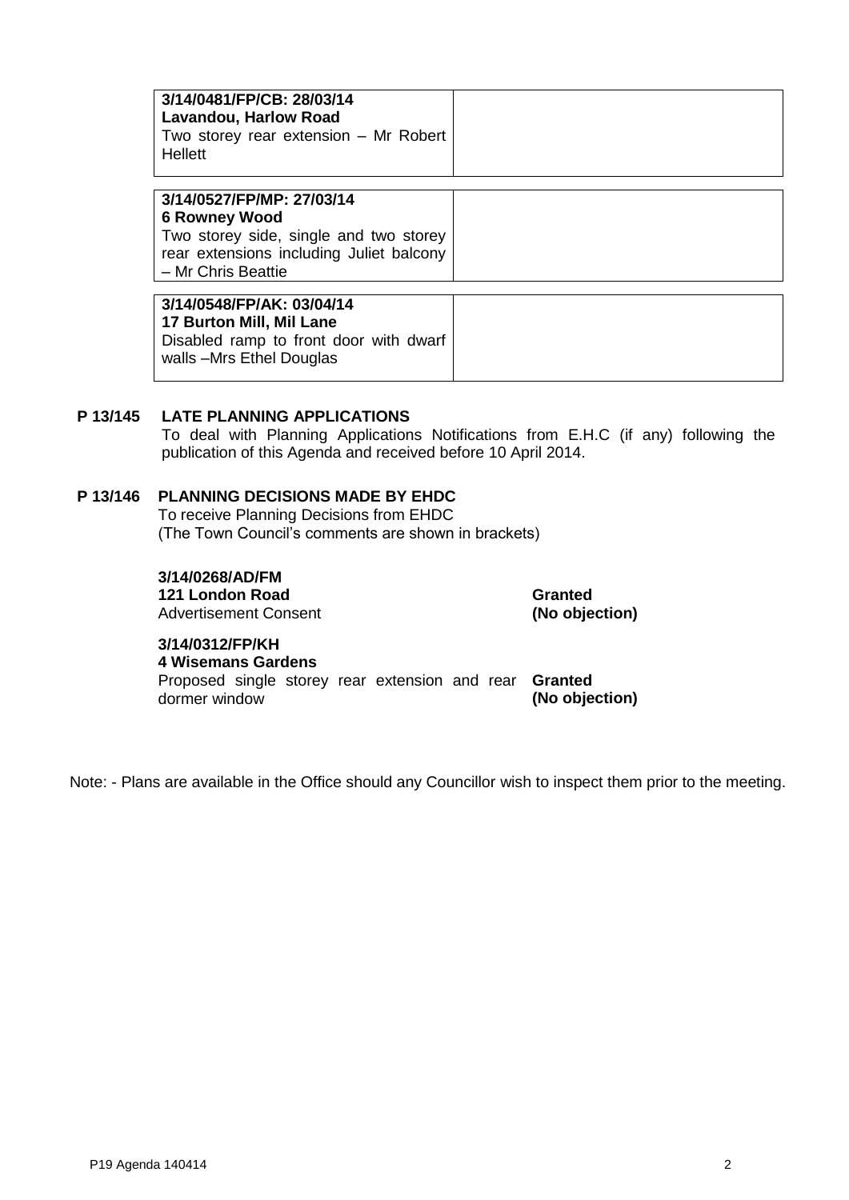| | |
|---|---|
| **3/14/0481/FP/CB: 28/03/14**<br>**Lavandou, Harlow Road**<br>Two storey rear extension – Mr Robert Hellett | |

| | |
|---|---|
| **3/14/0527/FP/MP: 27/03/14**<br>**6 Rowney Wood**<br>Two storey side, single and two storey rear extensions including Juliet balcony – Mr Chris Beattie | |

| | |
|---|---|
| **3/14/0548/FP/AK: 03/04/14**<br>**17 Burton Mill, Mil Lane**<br>Disabled ramp to front door with dwarf walls –Mrs Ethel Douglas | |

## P 13/145 LATE PLANNING APPLICATIONS

To deal with Planning Applications Notifications from E.H.C (if any) following the publication of this Agenda and received before 10 April 2014.

## P 13/146 PLANNING DECISIONS MADE BY EHDC

To receive Planning Decisions from EHDC
(The Town Council's comments are shown in brackets)

**3/14/0268/AD/FM**
**121 London Road**
Advertisement Consent — **Granted (No objection)**

**3/14/0312/FP/KH**
**4 Wisemans Gardens**
Proposed single storey rear extension and rear dormer window — **Granted (No objection)**

Note: - Plans are available in the Office should any Councillor wish to inspect them prior to the meeting.